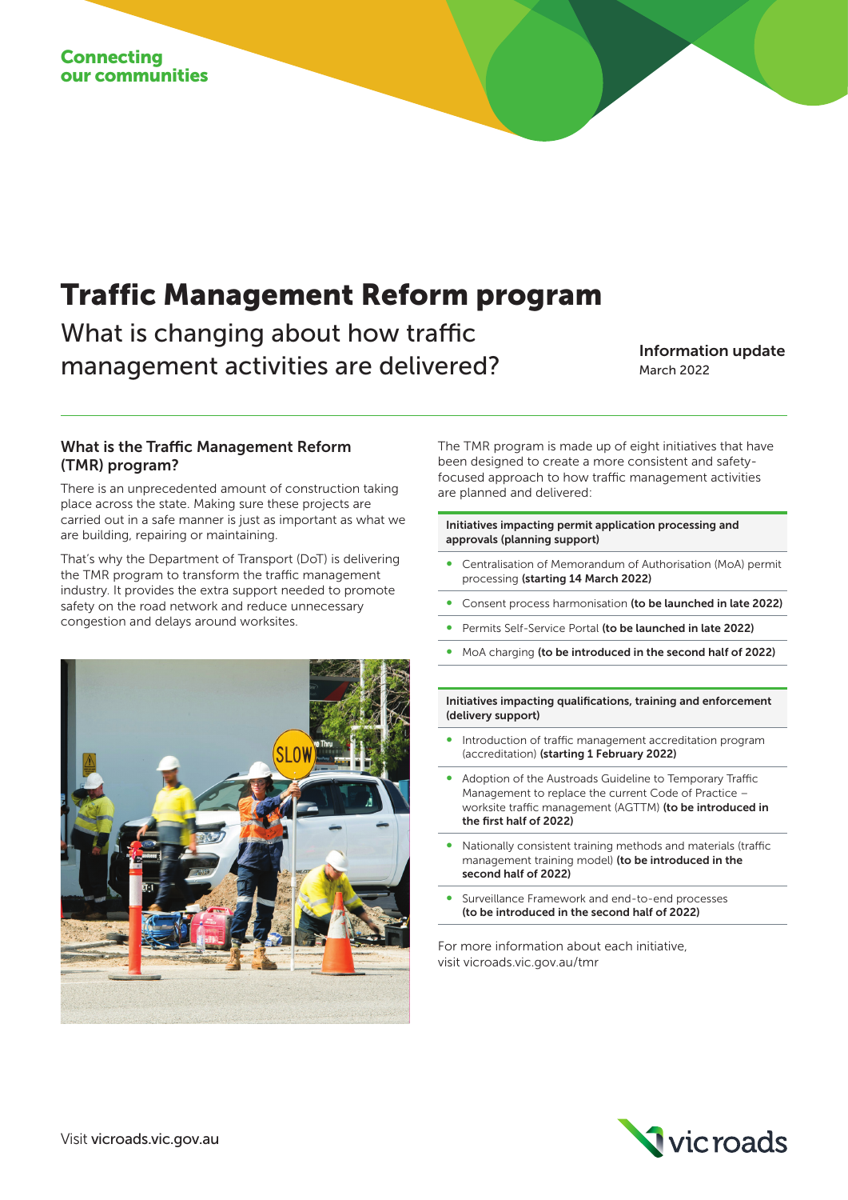Connecting our communities

# Traffic Management Reform program

## What is changing about how traffic management activities are delivered?

**Information update**
March 2022

### What is the Traffic Management Reform (TMR) program?

There is an unprecedented amount of construction taking place across the state. Making sure these projects are carried out in a safe manner is just as important as what we are building, repairing or maintaining.

That's why the Department of Transport (DoT) is delivering the TMR program to transform the traffic management industry. It provides the extra support needed to promote safety on the road network and reduce unnecessary congestion and delays around worksites.

The TMR program is made up of eight initiatives that have been designed to create a more consistent and safety-focused approach to how traffic management activities are planned and delivered:

**Initiatives impacting permit application processing and approvals (planning support)**

- Centralisation of Memorandum of Authorisation (MoA) permit processing **(starting 14 March 2022)**
- Consent process harmonisation **(to be launched in late 2022)**
- Permits Self-Service Portal **(to be launched in late 2022)**
- MoA charging **(to be introduced in the second half of 2022)**

**Initiatives impacting qualifications, training and enforcement (delivery support)**

- Introduction of traffic management accreditation program (accreditation) **(starting 1 February 2022)**
- Adoption of the Austroads Guideline to Temporary Traffic Management to replace the current Code of Practice – worksite traffic management (AGTTM) **(to be introduced in the first half of 2022)**
- Nationally consistent training methods and materials (traffic management training model) **(to be introduced in the second half of 2022)**
- Surveillance Framework and end-to-end processes **(to be introduced in the second half of 2022)**

For more information about each initiative, visit vicroads.vic.gov.au/tmr

Visit **vicroads.vic.gov.au**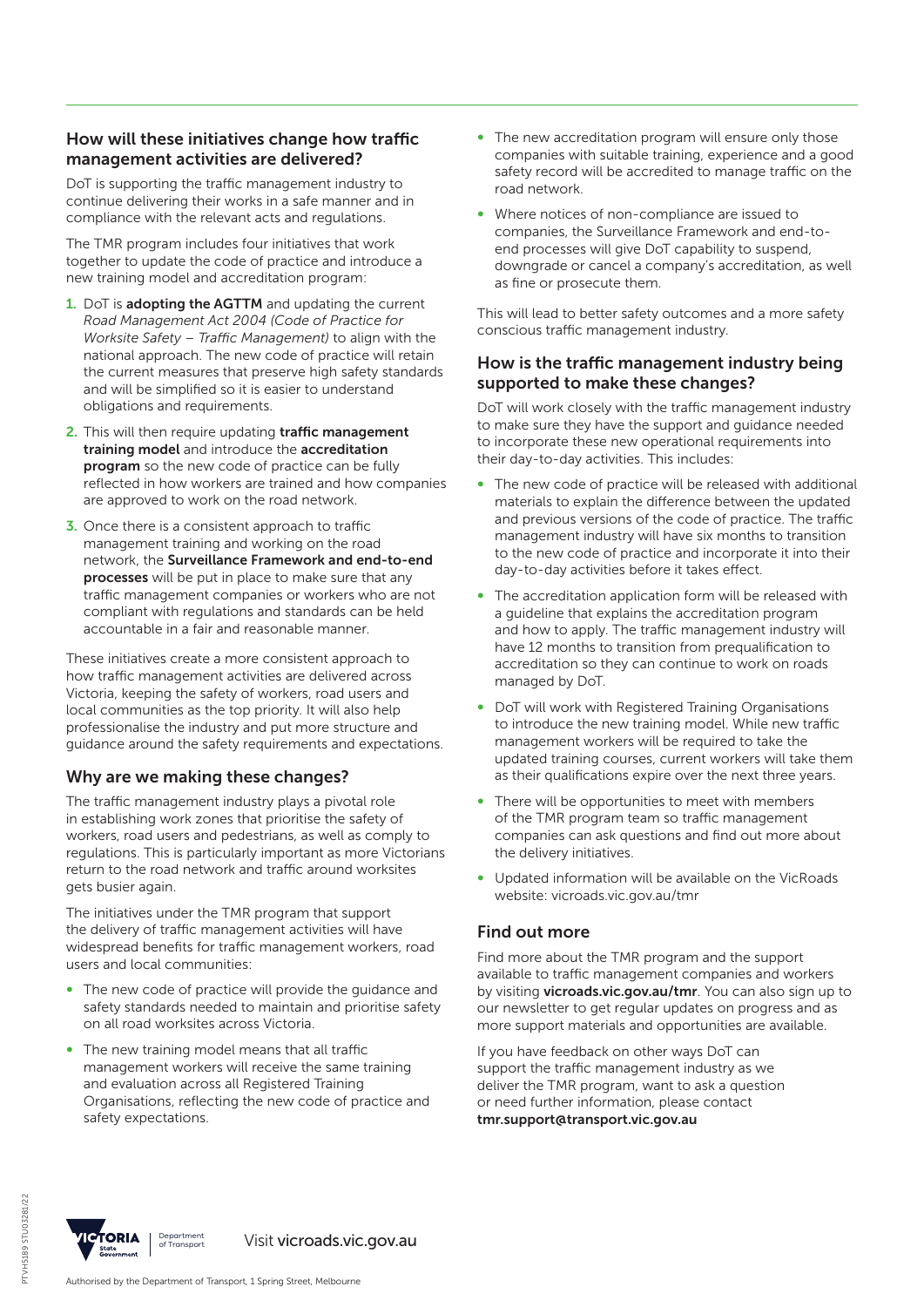## How will these initiatives change how traffic management activities are delivered?

DoT is supporting the traffic management industry to continue delivering their works in a safe manner and in compliance with the relevant acts and regulations.

The TMR program includes four initiatives that work together to update the code of practice and introduce a new training model and accreditation program:

1. DoT is **adopting the AGTTM** and updating the current *Road Management Act 2004 (Code of Practice for Worksite Safety – Traffic Management)* to align with the national approach. The new code of practice will retain the current measures that preserve high safety standards and will be simplified so it is easier to understand obligations and requirements.
2. This will then require updating **traffic management training model** and introduce the **accreditation program** so the new code of practice can be fully reflected in how workers are trained and how companies are approved to work on the road network.
3. Once there is a consistent approach to traffic management training and working on the road network, the **Surveillance Framework and end-to-end processes** will be put in place to make sure that any traffic management companies or workers who are not compliant with regulations and standards can be held accountable in a fair and reasonable manner.

These initiatives create a more consistent approach to how traffic management activities are delivered across Victoria, keeping the safety of workers, road users and local communities as the top priority. It will also help professionalise the industry and put more structure and guidance around the safety requirements and expectations.

## Why are we making these changes?

The traffic management industry plays a pivotal role in establishing work zones that prioritise the safety of workers, road users and pedestrians, as well as comply to regulations. This is particularly important as more Victorians return to the road network and traffic around worksites gets busier again.

The initiatives under the TMR program that support the delivery of traffic management activities will have widespread benefits for traffic management workers, road users and local communities:

- The new code of practice will provide the guidance and safety standards needed to maintain and prioritise safety on all road worksites across Victoria.
- The new training model means that all traffic management workers will receive the same training and evaluation across all Registered Training Organisations, reflecting the new code of practice and safety expectations.
- The new accreditation program will ensure only those companies with suitable training, experience and a good safety record will be accredited to manage traffic on the road network.
- Where notices of non-compliance are issued to companies, the Surveillance Framework and end-to-end processes will give DoT capability to suspend, downgrade or cancel a company's accreditation, as well as fine or prosecute them.

This will lead to better safety outcomes and a more safety conscious traffic management industry.

## How is the traffic management industry being supported to make these changes?

DoT will work closely with the traffic management industry to make sure they have the support and guidance needed to incorporate these new operational requirements into their day-to-day activities. This includes:

- The new code of practice will be released with additional materials to explain the difference between the updated and previous versions of the code of practice. The traffic management industry will have six months to transition to the new code of practice and incorporate it into their day-to-day activities before it takes effect.
- The accreditation application form will be released with a guideline that explains the accreditation program and how to apply. The traffic management industry will have 12 months to transition from prequalification to accreditation so they can continue to work on roads managed by DoT.
- DoT will work with Registered Training Organisations to introduce the new training model. While new traffic management workers will be required to take the updated training courses, current workers will take them as their qualifications expire over the next three years.
- There will be opportunities to meet with members of the TMR program team so traffic management companies can ask questions and find out more about the delivery initiatives.
- Updated information will be available on the VicRoads website: vicroads.vic.gov.au/tmr

## Find out more

Find more about the TMR program and the support available to traffic management companies and workers by visiting **vicroads.vic.gov.au/tmr**. You can also sign up to our newsletter to get regular updates on progress and as more support materials and opportunities are available.

If you have feedback on other ways DoT can support the traffic management industry as we deliver the TMR program, want to ask a question or need further information, please contact **tmr.support@transport.vic.gov.au**

Visit **vicroads.vic.gov.au**

Authorised by the Department of Transport, 1 Spring Street, Melbourne